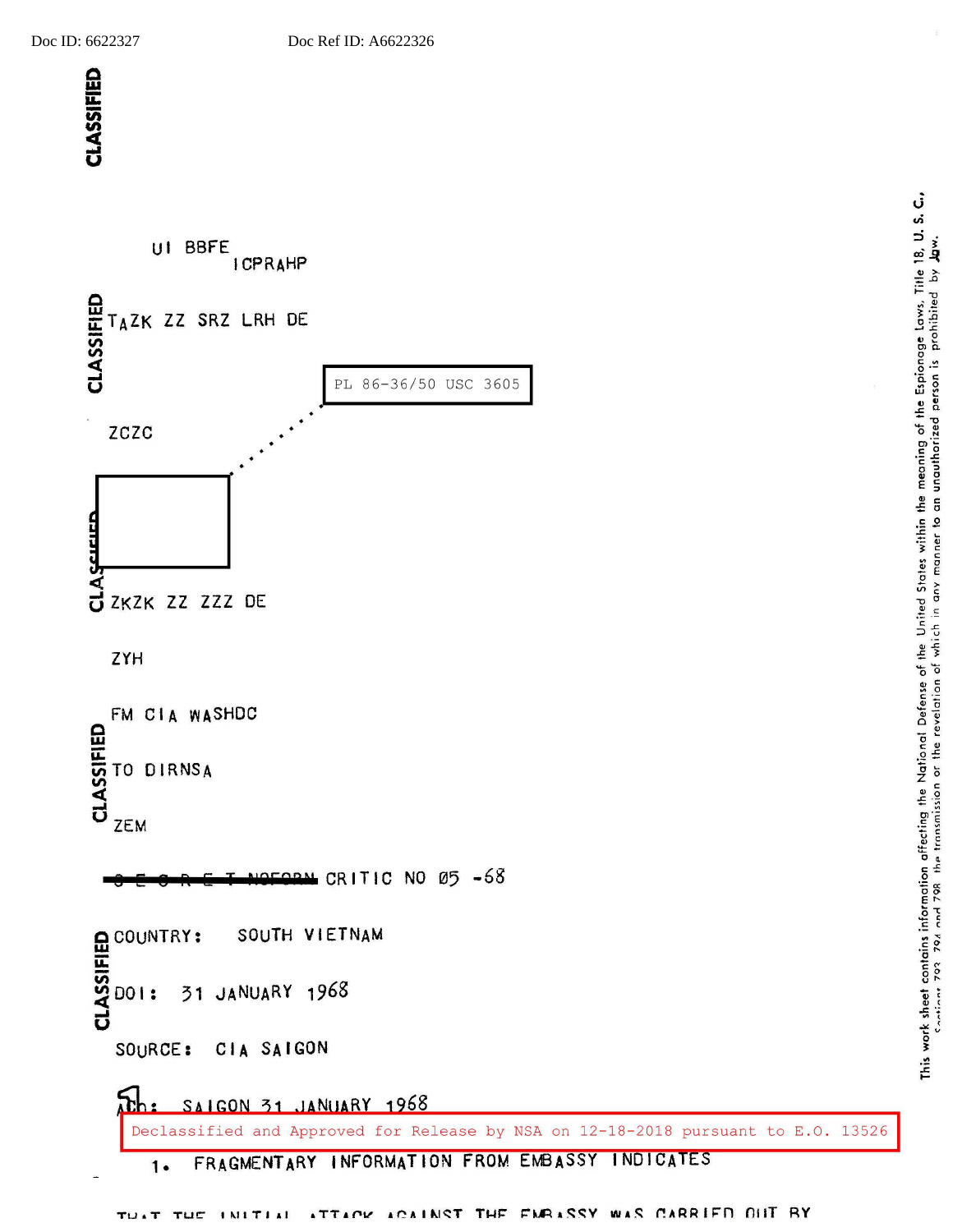Doc ID: 6622327 Doc Ref ID: A6622326

CLASSIFIED

UI BBFE
ICPRAHP

TAZK ZZ SRZ LRH DE

PL 86-36/50 USC 3605

ZCZC

ZKZK ZZ ZZZ DE

ZYH

FM CIA WASHDC

TO DIRNSA

ZEM

~~S E C R E T NOFORN~~ CRITIC NO 05 -68

COUNTRY: SOUTH VIETNAM

DOI: 31 JANUARY 1968

SOURCE: CIA SAIGON

ACQ: SAIGON 31 JANUARY 1968

Declassified and Approved for Release by NSA on 12-18-2018 pursuant to E.O. 13526

1. FRAGMENTARY INFORMATION FROM EMBASSY INDICATES

THAT THE INITIAL ATTACK AGAINST THE EMBASSY WAS CARRIED OUT BY

This work sheet contains information affecting the National Defense of the United States within the meaning of the Espionage Laws, Title 18, U. S. C., Sections 793, 794 and 798, the transmission or the revelation of which in any manner to an unauthorized person is prohibited by law.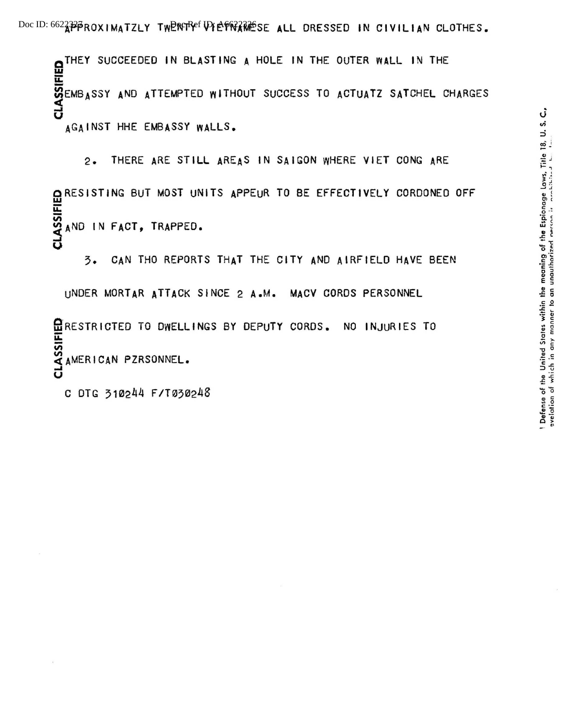APPROXIMATZLY TWENTY VIETNAMESE ALL DRESSED IN CIVILIAN CLOTHES.

THEY SUCCEEDED IN BLASTING A HOLE IN THE OUTER WALL IN THE EMBASSY AND ATTEMPTED WITHOUT SUCCESS TO ACTUATZ SATCHEL CHARGES AGAINST HHE EMBASSY WALLS.

2. THERE ARE STILL AREAS IN SAIGON WHERE VIET CONG ARE RESISTING BUT MOST UNITS APPEUR TO BE EFFECTIVELY CORDONED OFF AND IN FACT, TRAPPED.

3. CAN THO REPORTS THAT THE CITY AND AIRFIELD HAVE BEEN UNDER MORTAR ATTACK SINCE 2 A.M. MACV CORDS PERSONNEL RESTRICTED TO DWELLINGS BY DEPUTY CORDS. NO INJURIES TO AMERICAN PZRSONNEL.

C DTG 310244 F/T030248